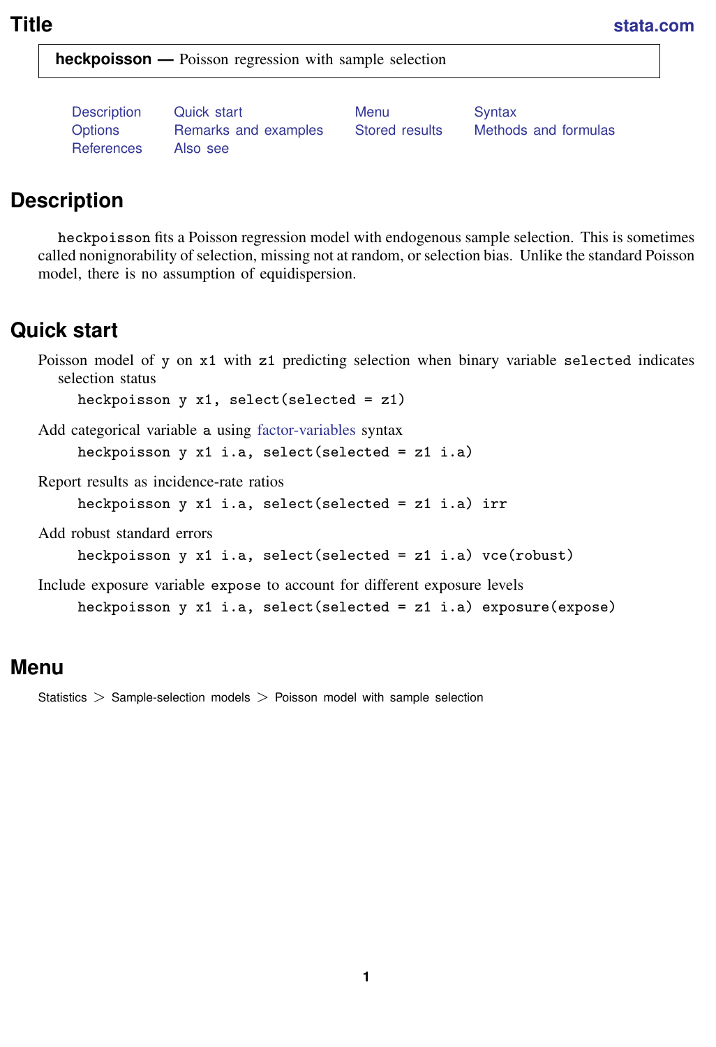# Title

**heckpoisson —** Poisson regression with sample selection

Description | Quick start | Menu | Syntax
Options | Remarks and examples | Stored results | Methods and formulas
References | Also see

## Description

`heckpoisson` fits a Poisson regression model with endogenous sample selection. This is sometimes called nonignorability of selection, missing not at random, or selection bias. Unlike the standard Poisson model, there is no assumption of equidispersion.

## Quick start

Poisson model of `y` on `x1` with `z1` predicting selection when binary variable `selected` indicates selection status

```
heckpoisson y x1, select(selected = z1)
```

Add categorical variable `a` using factor-variables syntax

```
heckpoisson y x1 i.a, select(selected = z1 i.a)
```

Report results as incidence-rate ratios

```
heckpoisson y x1 i.a, select(selected = z1 i.a) irr
```

Add robust standard errors

```
heckpoisson y x1 i.a, select(selected = z1 i.a) vce(robust)
```

Include exposure variable `expose` to account for different exposure levels

```
heckpoisson y x1 i.a, select(selected = z1 i.a) exposure(expose)
```

## Menu

Statistics > Sample-selection models > Poisson model with sample selection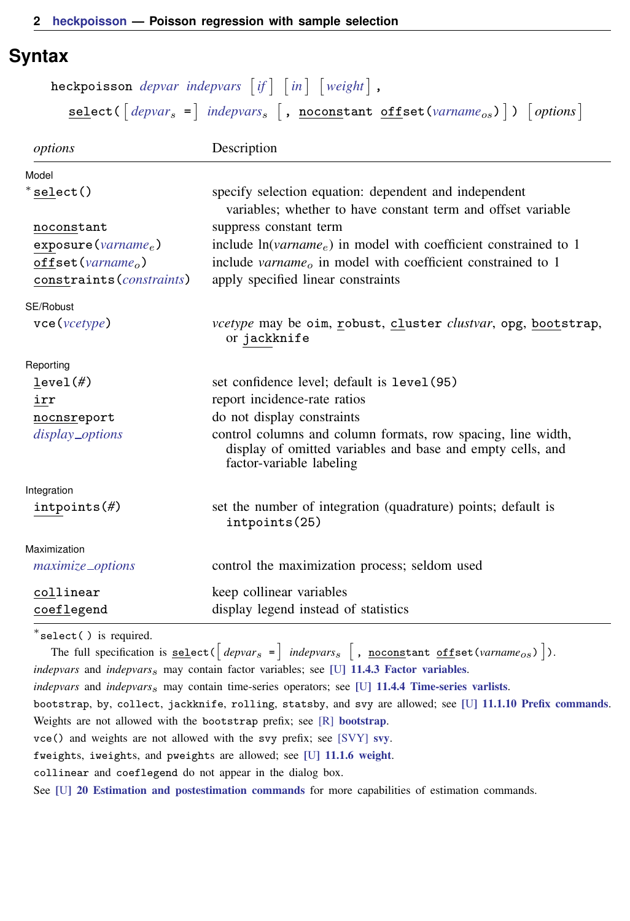## Syntax

```
heckpoisson depvar indepvars [if] [in] [weight] ,
    select( [depvar_s =] indepvars_s [, noconstant offset(varname_os)] ) [options]
```

| *options* | Description |
|---|---|
| Model | |
| * `select()` | specify selection equation: dependent and independent variables; whether to have constant term and offset variable |
| `noconstant` | suppress constant term |
| `exposure(`*varname*$_e$`)` | include ln(*varname*$_e$) in model with coefficient constrained to 1 |
| `offset(`*varname*$_o$`)` | include *varname*$_o$ in model with coefficient constrained to 1 |
| `constraints(`*constraints*`)` | apply specified linear constraints |
| SE/Robust | |
| `vce(`*vcetype*`)` | *vcetype* may be `oim`, `robust`, `cluster` *clustvar*, `opg`, `bootstrap`, or `jackknife` |
| Reporting | |
| `level(`*#*`)` | set confidence level; default is `level(95)` |
| `irr` | report incidence-rate ratios |
| `nocnsreport` | do not display constraints |
| *display_options* | control columns and column formats, row spacing, line width, display of omitted variables and base and empty cells, and factor-variable labeling |
| Integration | |
| `intpoints(`*#*`)` | set the number of integration (quadrature) points; default is `intpoints(25)` |
| Maximization | |
| *maximize_options* | control the maximization process; seldom used |
| `collinear` | keep collinear variables |
| `coeflegend` | display legend instead of statistics |

*`select()` is required.

The full specification is `select(` [*depvar*$_s$ `=`] *indepvars*$_s$ [`,` `noconstant` `offset(`*varname*$_{os}$`)`] `)`.

*indepvars* and *indepvars*$_s$ may contain factor variables; see [U] 11.4.3 Factor variables.

*indepvars* and *indepvars*$_s$ may contain time-series operators; see [U] 11.4.4 Time-series varlists.

`bootstrap`, `by`, `collect`, `jackknife`, `rolling`, `statsby`, and `svy` are allowed; see [U] 11.1.10 Prefix commands.

Weights are not allowed with the `bootstrap` prefix; see [R] bootstrap.

`vce()` and weights are not allowed with the `svy` prefix; see [SVY] svy.

`fweight`s, `iweight`s, and `pweight`s are allowed; see [U] 11.1.6 weight.

`collinear` and `coeflegend` do not appear in the dialog box.

See [U] 20 Estimation and postestimation commands for more capabilities of estimation commands.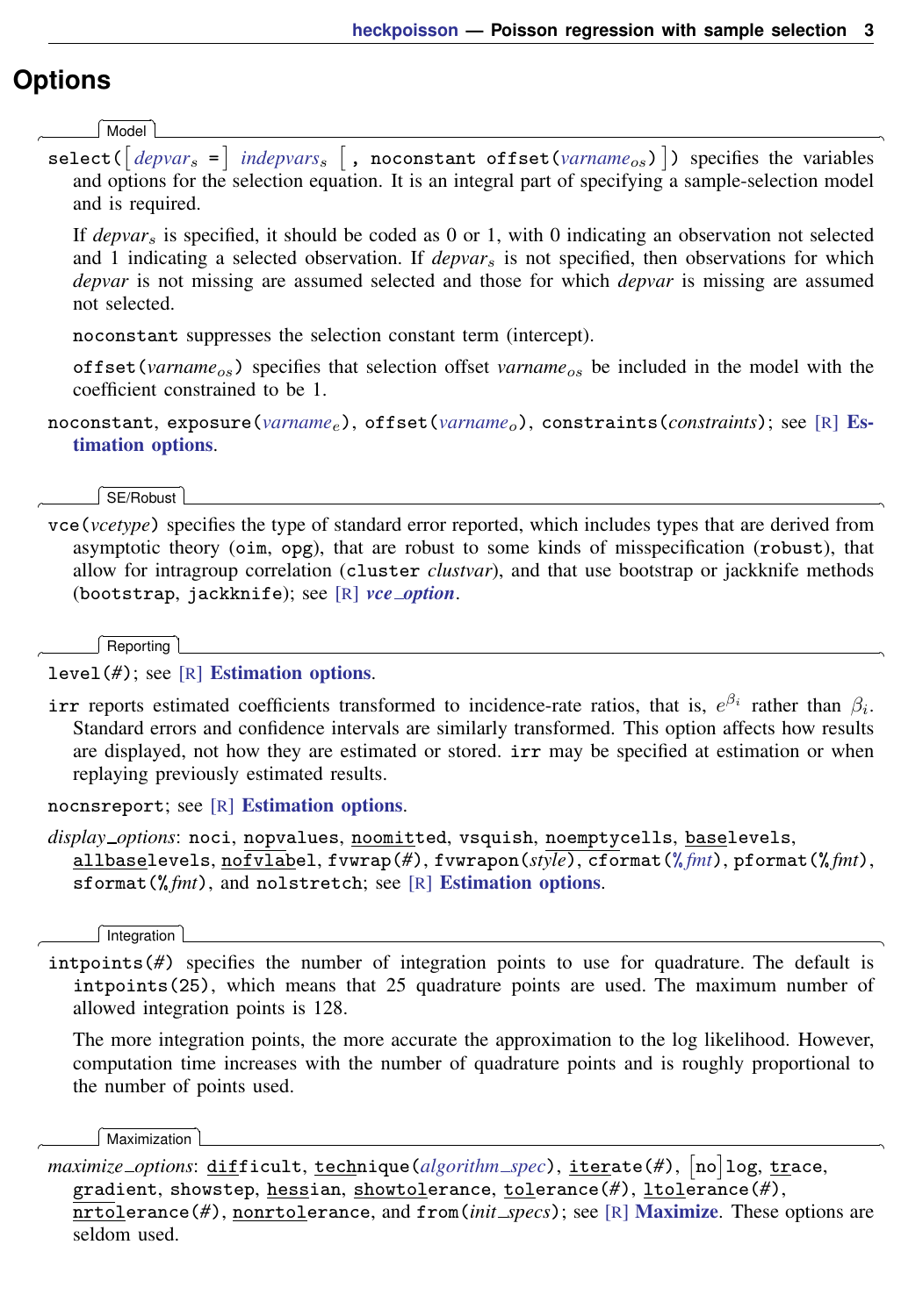# Options

## Model

select([*depvar*$_s$ =] *indepvars*$_s$ [, noconstant offset(*varname*$_{os}$)]) specifies the variables and options for the selection equation. It is an integral part of specifying a sample-selection model and is required.

If *depvar*$_s$ is specified, it should be coded as 0 or 1, with 0 indicating an observation not selected and 1 indicating a selected observation. If *depvar*$_s$ is not specified, then observations for which *depvar* is not missing are assumed selected and those for which *depvar* is missing are assumed not selected.

noconstant suppresses the selection constant term (intercept).

offset(*varname*$_{os}$) specifies that selection offset *varname*$_{os}$ be included in the model with the coefficient constrained to be 1.

noconstant, exposure(*varname*$_e$), offset(*varname*$_o$), constraints(*constraints*); see [R] **Estimation options**.

## SE/Robust

vce(*vcetype*) specifies the type of standard error reported, which includes types that are derived from asymptotic theory (oim, opg), that are robust to some kinds of misspecification (robust), that allow for intragroup correlation (cluster *clustvar*), and that use bootstrap or jackknife methods (bootstrap, jackknife); see [R] ***vce_option***.

## Reporting

level(*#*); see [R] **Estimation options**.

irr reports estimated coefficients transformed to incidence-rate ratios, that is, $e^{\beta_i}$ rather than $\beta_i$. Standard errors and confidence intervals are similarly transformed. This option affects how results are displayed, not how they are estimated or stored. irr may be specified at estimation or when replaying previously estimated results.

nocnsreport; see [R] **Estimation options**.

*display_options*: noci, nopvalues, noomitted, vsquish, noemptycells, baselevels, allbaselevels, nofvlabel, fvwrap(*#*), fvwrapon(*style*), cformat(*%fmt*), pformat(*%fmt*), sformat(*%fmt*), and nolstretch; see [R] **Estimation options**.

## Integration

intpoints(*#*) specifies the number of integration points to use for quadrature. The default is intpoints(25), which means that 25 quadrature points are used. The maximum number of allowed integration points is 128.

The more integration points, the more accurate the approximation to the log likelihood. However, computation time increases with the number of quadrature points and is roughly proportional to the number of points used.

## Maximization

*maximize_options*: difficult, technique(*algorithm_spec*), iterate(*#*), [no]log, trace, gradient, showstep, hessian, showtolerance, tolerance(*#*), ltolerance(*#*), nrtolerance(*#*), nonrtolerance, and from(*init_specs*); see [R] **Maximize**. These options are seldom used.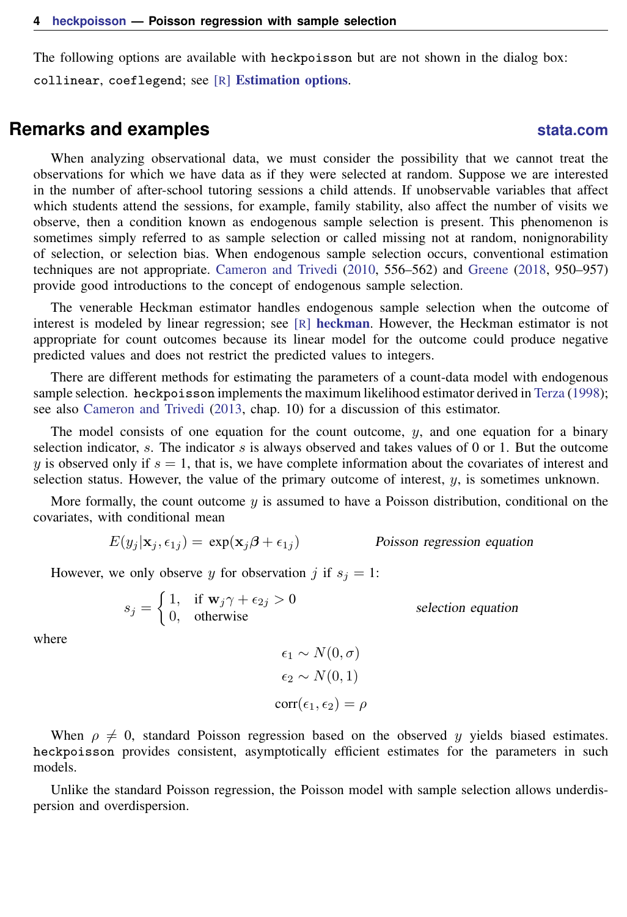The following options are available with heckpoisson but are not shown in the dialog box:

collinear, coeflegend; see [R] **Estimation options**.

## Remarks and examples

When analyzing observational data, we must consider the possibility that we cannot treat the observations for which we have data as if they were selected at random. Suppose we are interested in the number of after-school tutoring sessions a child attends. If unobservable variables that affect which students attend the sessions, for example, family stability, also affect the number of visits we observe, then a condition known as endogenous sample selection is present. This phenomenon is sometimes simply referred to as sample selection or called missing not at random, nonignorability of selection, or selection bias. When endogenous sample selection occurs, conventional estimation techniques are not appropriate. Cameron and Trivedi (2010, 556–562) and Greene (2018, 950–957) provide good introductions to the concept of endogenous sample selection.

The venerable Heckman estimator handles endogenous sample selection when the outcome of interest is modeled by linear regression; see [R] **heckman**. However, the Heckman estimator is not appropriate for count outcomes because its linear model for the outcome could produce negative predicted values and does not restrict the predicted values to integers.

There are different methods for estimating the parameters of a count-data model with endogenous sample selection. heckpoisson implements the maximum likelihood estimator derived in Terza (1998); see also Cameron and Trivedi (2013, chap. 10) for a discussion of this estimator.

The model consists of one equation for the count outcome, $y$, and one equation for a binary selection indicator, $s$. The indicator $s$ is always observed and takes values of 0 or 1. But the outcome $y$ is observed only if $s = 1$, that is, we have complete information about the covariates of interest and selection status. However, the value of the primary outcome of interest, $y$, is sometimes unknown.

More formally, the count outcome $y$ is assumed to have a Poisson distribution, conditional on the covariates, with conditional mean

$$E(y_j|\mathbf{x}_j, \epsilon_{1j}) = \exp(\mathbf{x}_j\boldsymbol{\beta} + \epsilon_{1j}) \qquad \textit{Poisson regression equation}$$

However, we only observe $y$ for observation $j$ if $s_j = 1$:

$$s_j = \begin{cases} 1, & \text{if } \mathbf{w}_j\gamma + \epsilon_{2j} > 0 \\ 0, & \text{otherwise} \end{cases} \qquad \textit{selection equation}$$

where

$$\epsilon_1 \sim N(0, \sigma)$$
$$\epsilon_2 \sim N(0, 1)$$
$$\text{corr}(\epsilon_1, \epsilon_2) = \rho$$

When $\rho \neq 0$, standard Poisson regression based on the observed $y$ yields biased estimates. heckpoisson provides consistent, asymptotically efficient estimates for the parameters in such models.

Unlike the standard Poisson regression, the Poisson model with sample selection allows underdispersion and overdispersion.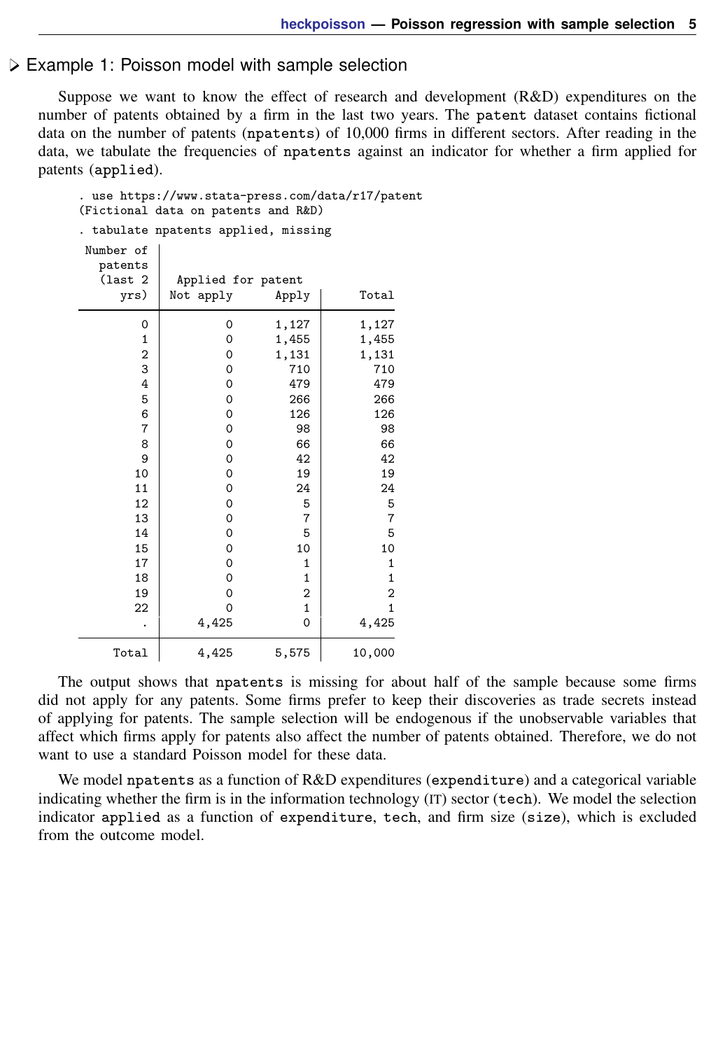### ▷ Example 1: Poisson model with sample selection

Suppose we want to know the effect of research and development (R&D) expenditures on the number of patents obtained by a firm in the last two years. The `patent` dataset contains fictional data on the number of patents (`npatents`) of 10,000 firms in different sectors. After reading in the data, we tabulate the frequencies of `npatents` against an indicator for whether a firm applied for patents (`applied`).

```
. use https://www.stata-press.com/data/r17/patent
(Fictional data on patents and R&D)

. tabulate npatents applied, missing

 Number of |
   patents |
   (last 2 |   Applied for patent
      yrs) |  Not apply      Apply |     Total
-----------+----------------------+----------
         0 |          0      1,127 |     1,127
         1 |          0      1,455 |     1,455
         2 |          0      1,131 |     1,131
         3 |          0        710 |       710
         4 |          0        479 |       479
         5 |          0        266 |       266
         6 |          0        126 |       126
         7 |          0         98 |        98
         8 |          0         66 |        66
         9 |          0         42 |        42
        10 |          0         19 |        19
        11 |          0         24 |        24
        12 |          0          5 |         5
        13 |          0          7 |         7
        14 |          0          5 |         5
        15 |          0         10 |        10
        17 |          0          1 |         1
        18 |          0          1 |         1
        19 |          0          2 |         2
        22 |          0          1 |         1
         . |      4,425          0 |     4,425
-----------+----------------------+----------
     Total |      4,425      5,575 |    10,000
```

The output shows that `npatents` is missing for about half of the sample because some firms did not apply for any patents. Some firms prefer to keep their discoveries as trade secrets instead of applying for patents. The sample selection will be endogenous if the unobservable variables that affect which firms apply for patents also affect the number of patents obtained. Therefore, we do not want to use a standard Poisson model for these data.

We model `npatents` as a function of R&D expenditures (`expenditure`) and a categorical variable indicating whether the firm is in the information technology (IT) sector (`tech`). We model the selection indicator `applied` as a function of `expenditure`, `tech`, and firm size (`size`), which is excluded from the outcome model.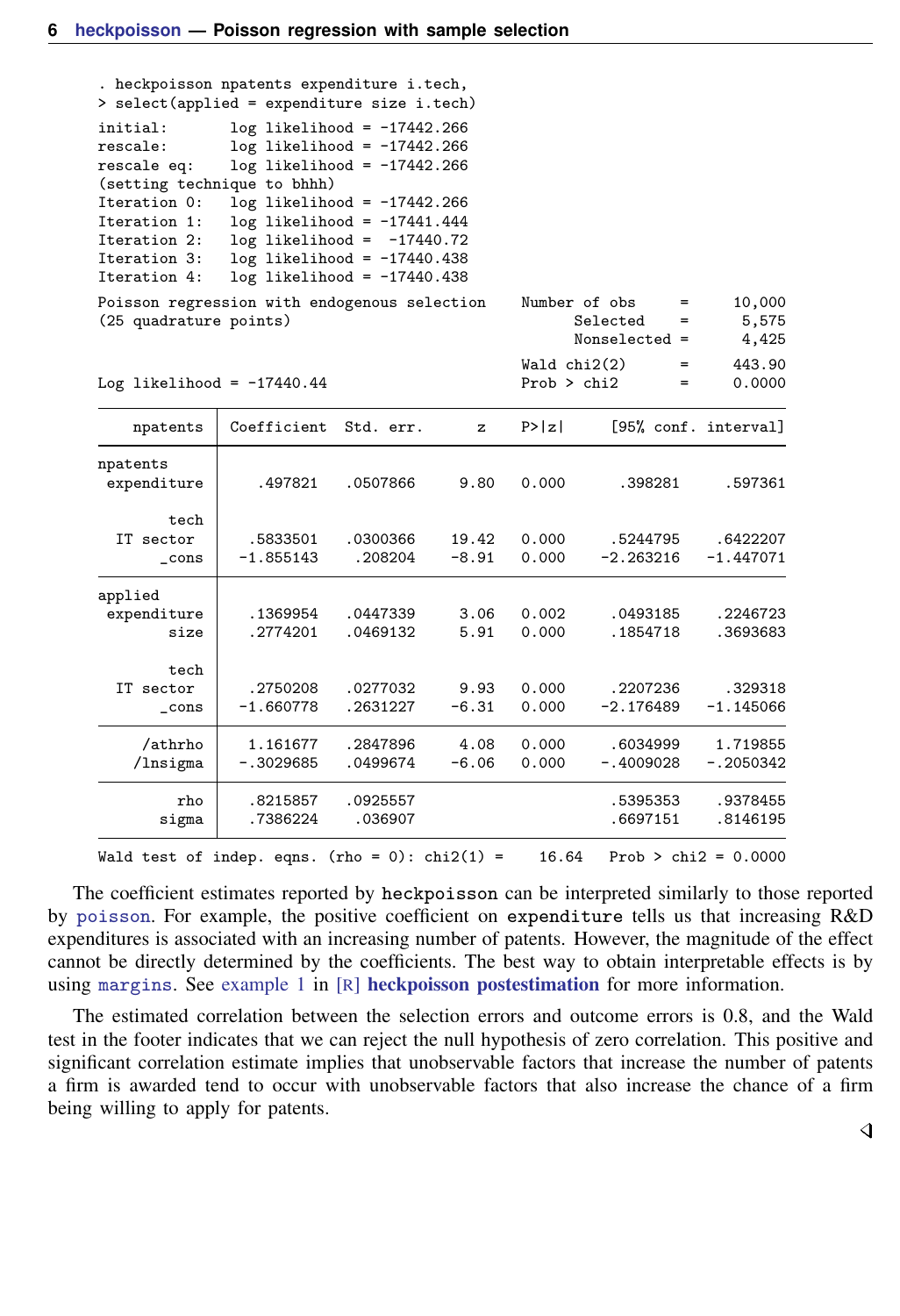```
. heckpoisson npatents expenditure i.tech,
> select(applied = expenditure size i.tech)
initial:       log likelihood = -17442.266
rescale:       log likelihood = -17442.266
rescale eq:    log likelihood = -17442.266
(setting technique to bhhh)
Iteration 0:   log likelihood = -17442.266
Iteration 1:   log likelihood = -17441.444
Iteration 2:   log likelihood =  -17440.72
Iteration 3:   log likelihood = -17440.438
Iteration 4:   log likelihood = -17440.438
Poisson regression with endogenous selection     Number of obs     =     10,000
(25 quadrature points)                                 Selected    =      5,575
                                                       Nonselected =      4,425

                                                 Wald chi2(2)      =     443.90
Log likelihood = -17440.44                       Prob > chi2       =     0.0000

------------------------------------------------------------------------------
    npatents | Coefficient  Std. err.      z    P>|z|     [95% conf. interval]
-------------+----------------------------------------------------------------
npatents     |
 expenditure |    .497821   .0507866     9.80   0.000      .398281     .597361
             |
        tech |
  IT sector  |   .5833501   .0300366    19.42   0.000     .5244795    .6422207
       _cons |  -1.855143    .208204    -8.91   0.000    -2.263216   -1.447071
-------------+----------------------------------------------------------------
applied      |
 expenditure |   .1369954   .0447339     3.06   0.002     .0493185    .2246723
        size |   .2774201   .0469132     5.91   0.000     .1854718    .3693683
             |
        tech |
  IT sector  |   .2750208   .0277032     9.93   0.000     .2207236     .329318
       _cons |  -1.660778   .2631227    -6.31   0.000    -2.176489   -1.145066
-------------+----------------------------------------------------------------
     /athrho |   1.161677   .2847896     4.08   0.000     .6034999    1.719855
    /lnsigma |  -.3029685   .0499674    -6.06   0.000    -.4009028   -.2050342
-------------+----------------------------------------------------------------
         rho |   .8215857   .0925557                      .5395353    .9378455
       sigma |   .7386224    .036907                      .6697151    .8146195
------------------------------------------------------------------------------
Wald test of indep. eqns. (rho = 0): chi2(1) =    16.64   Prob > chi2 = 0.0000
```

The coefficient estimates reported by heckpoisson can be interpreted similarly to those reported by poisson. For example, the positive coefficient on expenditure tells us that increasing R&D expenditures is associated with an increasing number of patents. However, the magnitude of the effect cannot be directly determined by the coefficients. The best way to obtain interpretable effects is by using margins. See example 1 in [R] **heckpoisson postestimation** for more information.

The estimated correlation between the selection errors and outcome errors is 0.8, and the Wald test in the footer indicates that we can reject the null hypothesis of zero correlation. This positive and significant correlation estimate implies that unobservable factors that increase the number of patents a firm is awarded tend to occur with unobservable factors that also increase the chance of a firm being willing to apply for patents.

◁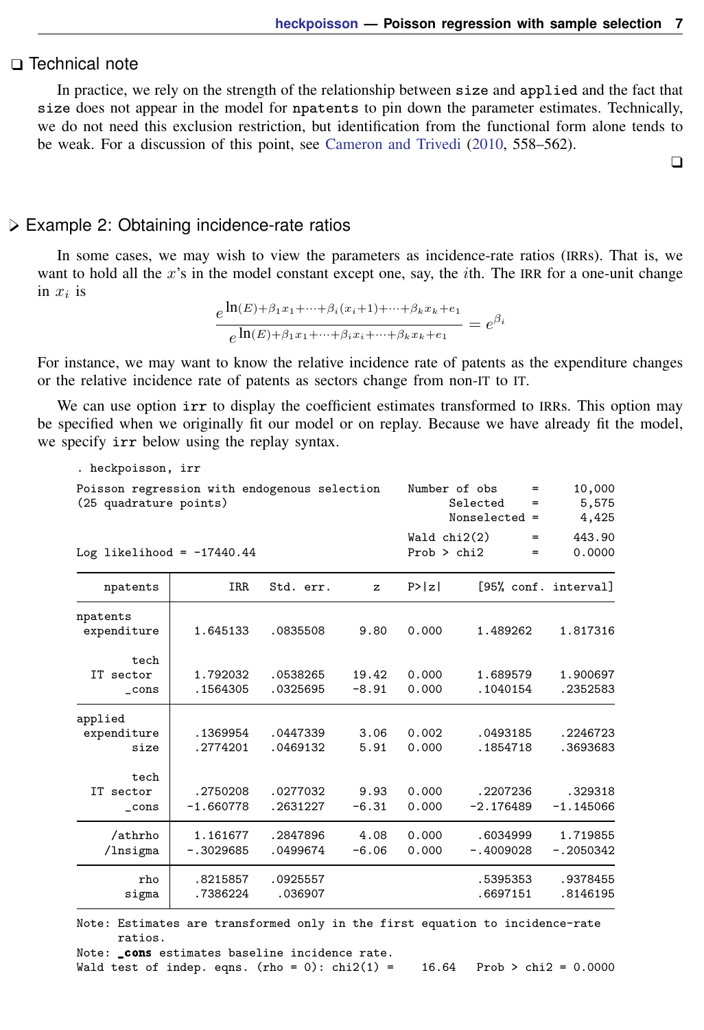## ❑ Technical note

In practice, we rely on the strength of the relationship between `size` and `applied` and the fact that `size` does not appear in the model for `npatents` to pin down the parameter estimates. Technically, we do not need this exclusion restriction, but identification from the functional form alone tends to be weak. For a discussion of this point, see Cameron and Trivedi (2010, 558–562).

❑

## ▷ Example 2: Obtaining incidence-rate ratios

In some cases, we may wish to view the parameters as incidence-rate ratios (IRRs). That is, we want to hold all the $x$'s in the model constant except one, say, the $i$th. The IRR for a one-unit change in $x_i$ is

$$\frac{e^{\ln(E)+\beta_1 x_1+\cdots+\beta_i(x_i+1)+\cdots+\beta_k x_k+e_1}}{e^{\ln(E)+\beta_1 x_1+\cdots+\beta_i x_i+\cdots+\beta_k x_k+e_1}} = e^{\beta_i}$$

For instance, we may want to know the relative incidence rate of patents as the expenditure changes or the relative incidence rate of patents as sectors change from non-IT to IT.

We can use option `irr` to display the coefficient estimates transformed to IRRs. This option may be specified when we originally fit our model or on replay. Because we have already fit the model, we specify `irr` below using the replay syntax.

```
. heckpoisson, irr

Poisson regression with endogenous selection    Number of obs     =     10,000
(25 quadrature points)                                Selected    =      5,575
                                                      Nonselected =      4,425

                                                Wald chi2(2)      =     443.90
Log likelihood = -17440.44                      Prob > chi2       =     0.0000

------------------------------------------------------------------------------
    npatents |        IRR   Std. err.      z    P>|z|     [95% conf. interval]
-------------+----------------------------------------------------------------
npatents     |
 expenditure |   1.645133   .0835508     9.80   0.000     1.489262    1.817316
             |
        tech |
   IT sector |   1.792032   .0538265    19.42   0.000     1.689579    1.900697
       _cons |   .1564305   .0325695    -8.91   0.000     .1040154    .2352583
-------------+----------------------------------------------------------------
applied      |
 expenditure |   .1369954   .0447339     3.06   0.002     .0493185    .2246723
        size |   .2774201   .0469132     5.91   0.000     .1854718    .3693683
             |
        tech |
   IT sector |   .2750208   .0277032     9.93   0.000     .2207236     .329318
       _cons |  -1.660778   .2631227    -6.31   0.000    -2.176489   -1.145066
-------------+----------------------------------------------------------------
     /athrho |   1.161677   .2847896     4.08   0.000     .6034999    1.719855
    /lnsigma |  -.3029685   .0499674    -6.06   0.000    -.4009028   -.2050342
-------------+----------------------------------------------------------------
         rho |   .8215857   .0925557                      .5395353    .9378455
       sigma |   .7386224    .036907                      .6697151    .8146195
------------------------------------------------------------------------------
Note: Estimates are transformed only in the first equation to incidence-rate
      ratios.
Note: _cons estimates baseline incidence rate.
Wald test of indep. eqns. (rho = 0): chi2(1) =    16.64   Prob > chi2 = 0.0000
```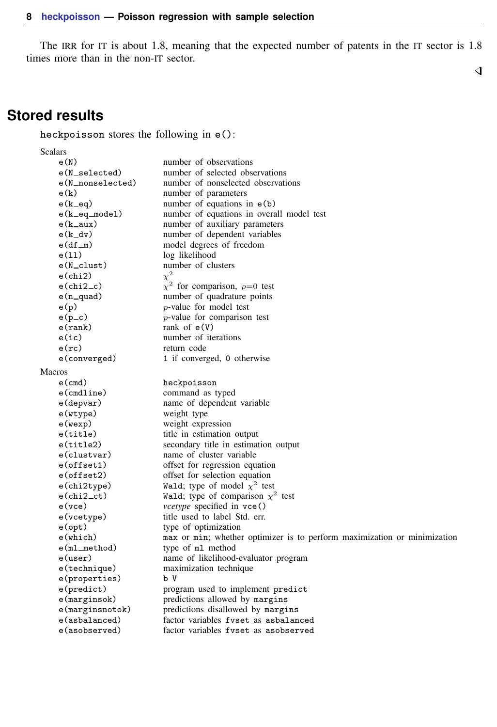The IRR for IT is about 1.8, meaning that the expected number of patents in the IT sector is 1.8 times more than in the non-IT sector.

◁

## Stored results

heckpoisson stores the following in e():

Scalars

| | |
|---|---|
| e(N) | number of observations |
| e(N_selected) | number of selected observations |
| e(N_nonselected) | number of nonselected observations |
| e(k) | number of parameters |
| e(k_eq) | number of equations in e(b) |
| e(k_eq_model) | number of equations in overall model test |
| e(k_aux) | number of auxiliary parameters |
| e(k_dv) | number of dependent variables |
| e(df_m) | model degrees of freedom |
| e(ll) | log likelihood |
| e(N_clust) | number of clusters |
| e(chi2) | $\chi^2$ |
| e(chi2_c) | $\chi^2$ for comparison, $\rho$=0 test |
| e(n_quad) | number of quadrature points |
| e(p) | $p$-value for model test |
| e(p_c) | $p$-value for comparison test |
| e(rank) | rank of e(V) |
| e(ic) | number of iterations |
| e(rc) | return code |
| e(converged) | 1 if converged, 0 otherwise |

Macros

| | |
|---|---|
| e(cmd) | heckpoisson |
| e(cmdline) | command as typed |
| e(depvar) | name of dependent variable |
| e(wtype) | weight type |
| e(wexp) | weight expression |
| e(title) | title in estimation output |
| e(title2) | secondary title in estimation output |
| e(clustvar) | name of cluster variable |
| e(offset1) | offset for regression equation |
| e(offset2) | offset for selection equation |
| e(chi2type) | Wald; type of model $\chi^2$ test |
| e(chi2_ct) | Wald; type of comparison $\chi^2$ test |
| e(vce) | *vcetype* specified in vce() |
| e(vcetype) | title used to label Std. err. |
| e(opt) | type of optimization |
| e(which) | max or min; whether optimizer is to perform maximization or minimization |
| e(ml_method) | type of ml method |
| e(user) | name of likelihood-evaluator program |
| e(technique) | maximization technique |
| e(properties) | b V |
| e(predict) | program used to implement predict |
| e(marginsok) | predictions allowed by margins |
| e(marginsnotok) | predictions disallowed by margins |
| e(asbalanced) | factor variables fvset as asbalanced |
| e(asobserved) | factor variables fvset as asobserved |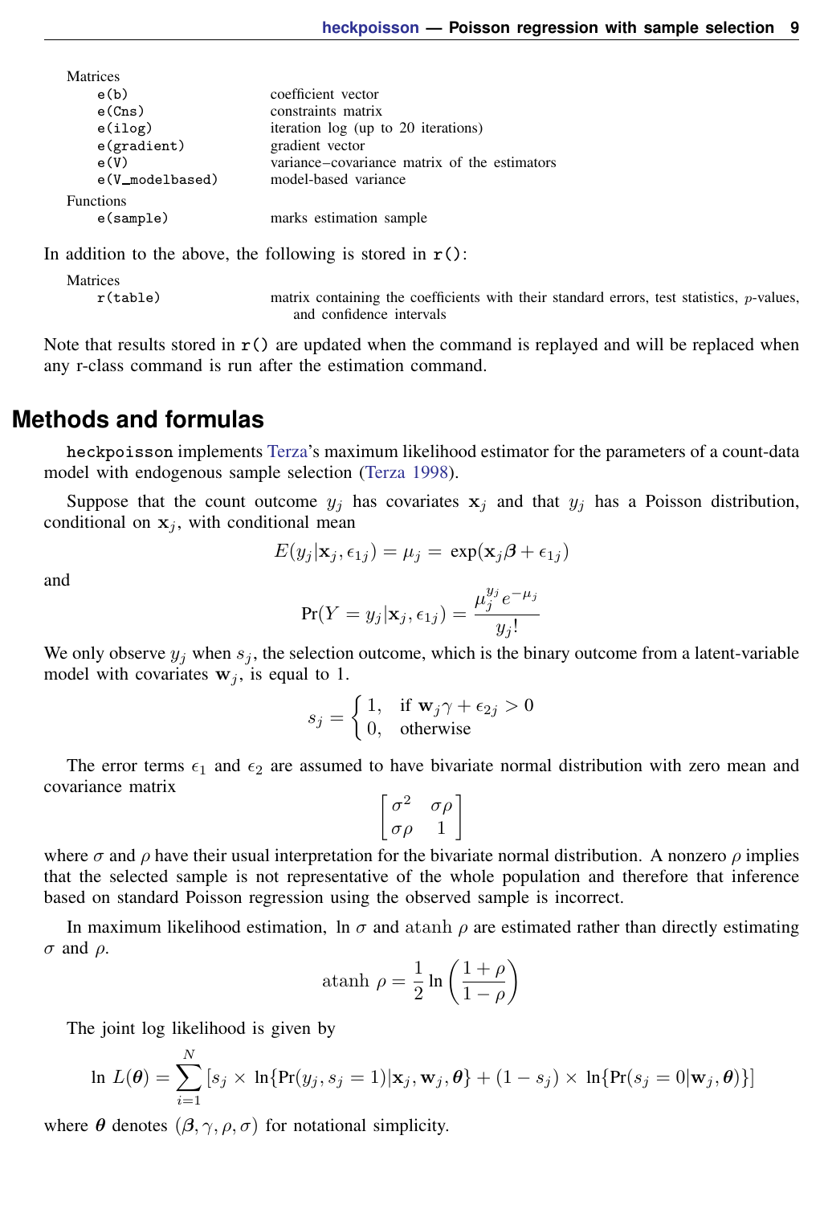Matrices

| | |
|---|---|
| `e(b)` | coefficient vector |
| `e(Cns)` | constraints matrix |
| `e(ilog)` | iteration log (up to 20 iterations) |
| `e(gradient)` | gradient vector |
| `e(V)` | variance–covariance matrix of the estimators |
| `e(V_modelbased)` | model-based variance |

Functions

| | |
|---|---|
| `e(sample)` | marks estimation sample |

In addition to the above, the following is stored in `r()`:

Matrices

| | |
|---|---|
| `r(table)` | matrix containing the coefficients with their standard errors, test statistics, $p$-values, and confidence intervals |

Note that results stored in `r()` are updated when the command is replayed and will be replaced when any r-class command is run after the estimation command.

## Methods and formulas

`heckpoisson` implements Terza's maximum likelihood estimator for the parameters of a count-data model with endogenous sample selection (Terza 1998).

Suppose that the count outcome $y_j$ has covariates $\mathbf{x}_j$ and that $y_j$ has a Poisson distribution, conditional on $\mathbf{x}_j$, with conditional mean

$$E(y_j|\mathbf{x}_j, \epsilon_{1j}) = \mu_j = \exp(\mathbf{x}_j\boldsymbol{\beta} + \epsilon_{1j})$$

and

$$\Pr(Y = y_j|\mathbf{x}_j, \epsilon_{1j}) = \frac{\mu_j^{y_j} e^{-\mu_j}}{y_j!}$$

We only observe $y_j$ when $s_j$, the selection outcome, which is the binary outcome from a latent-variable model with covariates $\mathbf{w}_j$, is equal to 1.

$$s_j = \begin{cases} 1, & \text{if } \mathbf{w}_j\gamma + \epsilon_{2j} > 0 \\ 0, & \text{otherwise} \end{cases}$$

The error terms $\epsilon_1$ and $\epsilon_2$ are assumed to have bivariate normal distribution with zero mean and covariance matrix

$$\begin{bmatrix} \sigma^2 & \sigma\rho \\ \sigma\rho & 1 \end{bmatrix}$$

where $\sigma$ and $\rho$ have their usual interpretation for the bivariate normal distribution. A nonzero $\rho$ implies that the selected sample is not representative of the whole population and therefore that inference based on standard Poisson regression using the observed sample is incorrect.

In maximum likelihood estimation, $\ln\sigma$ and $\text{atanh}\,\rho$ are estimated rather than directly estimating $\sigma$ and $\rho$.

$$\text{atanh}\,\rho = \frac{1}{2}\ln\left(\frac{1+\rho}{1-\rho}\right)$$

The joint log likelihood is given by

$$\ln L(\boldsymbol{\theta}) = \sum_{i=1}^{N} [s_j \times \ln\{\Pr(y_j, s_j = 1)|\mathbf{x}_j, \mathbf{w}_j, \boldsymbol{\theta}\} + (1 - s_j) \times \ln\{\Pr(s_j = 0|\mathbf{w}_j, \boldsymbol{\theta})\}]$$

where $\boldsymbol{\theta}$ denotes $(\boldsymbol{\beta}, \gamma, \rho, \sigma)$ for notational simplicity.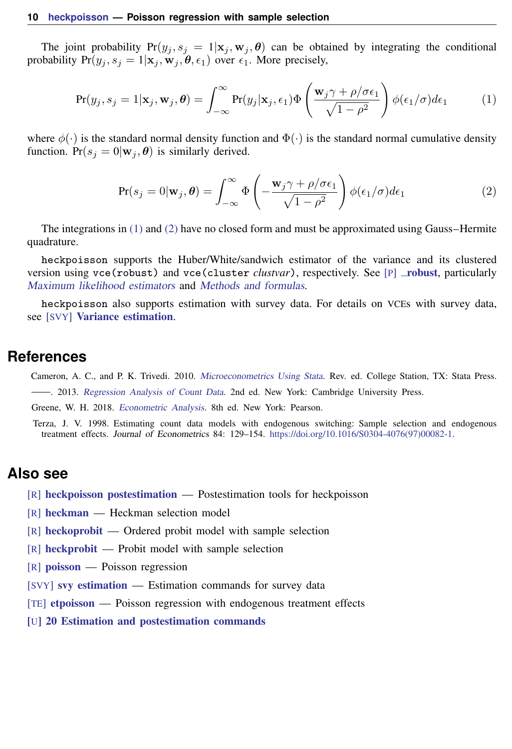The joint probability $\Pr(y_j, s_j = 1|\mathbf{x}_j, \mathbf{w}_j, \boldsymbol{\theta})$ can be obtained by integrating the conditional probability $\Pr(y_j, s_j = 1|\mathbf{x}_j, \mathbf{w}_j, \boldsymbol{\theta}, \epsilon_1)$ over $\epsilon_1$. More precisely,

$$\Pr(y_j, s_j = 1|\mathbf{x}_j, \mathbf{w}_j, \boldsymbol{\theta}) = \int_{-\infty}^{\infty} \Pr(y_j|\mathbf{x}_j, \epsilon_1)\Phi\left(\frac{\mathbf{w}_j\gamma + \rho/\sigma\epsilon_1}{\sqrt{1-\rho^2}}\right)\phi(\epsilon_1/\sigma)d\epsilon_1 \tag{1}$$

where $\phi(\cdot)$ is the standard normal density function and $\Phi(\cdot)$ is the standard normal cumulative density function. $\Pr(s_j = 0|\mathbf{w}_j, \boldsymbol{\theta})$ is similarly derived.

$$\Pr(s_j = 0|\mathbf{w}_j, \boldsymbol{\theta}) = \int_{-\infty}^{\infty} \Phi\left(-\frac{\mathbf{w}_j\gamma + \rho/\sigma\epsilon_1}{\sqrt{1-\rho^2}}\right)\phi(\epsilon_1/\sigma)d\epsilon_1 \tag{2}$$

The integrations in (1) and (2) have no closed form and must be approximated using Gauss–Hermite quadrature.

`heckpoisson` supports the Huber/White/sandwich estimator of the variance and its clustered version using `vce(robust)` and `vce(cluster` *clustvar*`)`, respectively. See [P] **_robust**, particularly *Maximum likelihood estimators* and *Methods and formulas*.

`heckpoisson` also supports estimation with survey data. For details on VCEs with survey data, see [SVY] **Variance estimation**.

## References

Cameron, A. C., and P. K. Trivedi. 2010. *Microeconometrics Using Stata*. Rev. ed. College Station, TX: Stata Press.

——. 2013. *Regression Analysis of Count Data*. 2nd ed. New York: Cambridge University Press.

Greene, W. H. 2018. *Econometric Analysis*. 8th ed. New York: Pearson.

Terza, J. V. 1998. Estimating count data models with endogenous switching: Sample selection and endogenous treatment effects. *Journal of Econometrics* 84: 129–154. https://doi.org/10.1016/S0304-4076(97)00082-1.

## Also see

[R] **heckpoisson postestimation** — Postestimation tools for heckpoisson

[R] **heckman** — Heckman selection model

[R] **heckoprobit** — Ordered probit model with sample selection

[R] **heckprobit** — Probit model with sample selection

[R] **poisson** — Poisson regression

[SVY] **svy estimation** — Estimation commands for survey data

[TE] **etpoisson** — Poisson regression with endogenous treatment effects

**[U] 20 Estimation and postestimation commands**